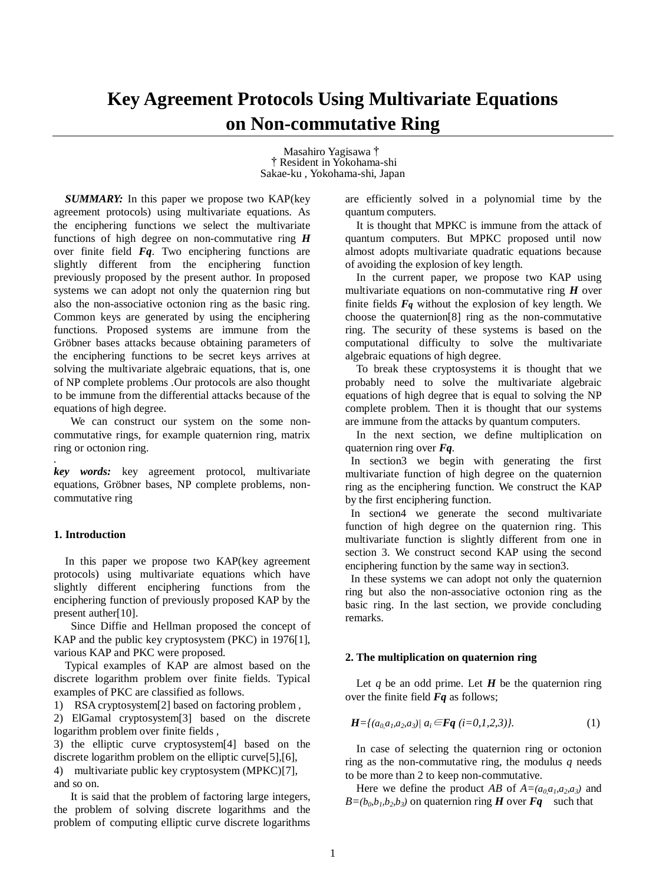# Key Agreement Protocols Using Multivariate Equations on Non-commutative Ring

Masahiro Yagisawa †
† Resident in Yokohama-shi
Sakae-ku , Yokohama-shi, Japan

***SUMMARY:*** In this paper we propose two KAP(key agreement protocols) using multivariate equations. As the enciphering functions we select the multivariate functions of high degree on non-commutative ring ***H*** over finite field ***Fq***. Two enciphering functions are slightly different from the enciphering function previously proposed by the present author. In proposed systems we can adopt not only the quaternion ring but also the non-associative octonion ring as the basic ring. Common keys are generated by using the enciphering functions. Proposed systems are immune from the Gröbner bases attacks because obtaining parameters of the enciphering functions to be secret keys arrives at solving the multivariate algebraic equations, that is, one of NP complete problems .Our protocols are also thought to be immune from the differential attacks because of the equations of high degree.

We can construct our system on the some non-commutative rings, for example quaternion ring, matrix ring or octonion ring.

.

***key words:*** key agreement protocol, multivariate equations, Gröbner bases, NP complete problems, non-commutative ring

## 1. Introduction

In this paper we propose two KAP(key agreement protocols) using multivariate equations which have slightly different enciphering functions from the enciphering function of previously proposed KAP by the present auther[10].

Since Diffie and Hellman proposed the concept of KAP and the public key cryptosystem (PKC) in 1976[1], various KAP and PKC were proposed.

Typical examples of KAP are almost based on the discrete logarithm problem over finite fields. Typical examples of PKC are classified as follows.

1) RSA cryptosystem[2] based on factoring problem ,
2) ElGamal cryptosystem[3] based on the discrete logarithm problem over finite fields ,
3) the elliptic curve cryptosystem[4] based on the discrete logarithm problem on the elliptic curve[5],[6],
4) multivariate public key cryptosystem (MPKC)[7], and so on.

It is said that the problem of factoring large integers, the problem of solving discrete logarithms and the problem of computing elliptic curve discrete logarithms are efficiently solved in a polynomial time by the quantum computers.

It is thought that MPKC is immune from the attack of quantum computers. But MPKC proposed until now almost adopts multivariate quadratic equations because of avoiding the explosion of key length.

In the current paper, we propose two KAP using multivariate equations on non-commutative ring ***H*** over finite fields ***Fq*** without the explosion of key length. We choose the quaternion[8] ring as the non-commutative ring. The security of these systems is based on the computational difficulty to solve the multivariate algebraic equations of high degree.

To break these cryptosystems it is thought that we probably need to solve the multivariate algebraic equations of high degree that is equal to solving the NP complete problem. Then it is thought that our systems are immune from the attacks by quantum computers.

In the next section, we define multiplication on quaternion ring over ***Fq***.

In section3 we begin with generating the first multivariate function of high degree on the quaternion ring as the enciphering function. We construct the KAP by the first enciphering function.

In section4 we generate the second multivariate function of high degree on the quaternion ring. This multivariate function is slightly different from one in section 3. We construct second KAP using the second enciphering function by the same way in section3.

In these systems we can adopt not only the quaternion ring but also the non-associative octonion ring as the basic ring. In the last section, we provide concluding remarks.

## 2. The multiplication on quaternion ring

Let $q$ be an odd prime. Let ***H*** be the quaternion ring over the finite field ***Fq*** as follows;

$$\boldsymbol{H}=\{(a_0,a_1,a_2,a_3)|\ a_i \in \boldsymbol{Fq}\ (i=0,1,2,3)\}. \qquad (1)$$

In case of selecting the quaternion ring or octonion ring as the non-commutative ring, the modulus $q$ needs to be more than 2 to keep non-commutative.

Here we define the product $AB$ of $A=(a_0,a_1,a_2,a_3)$ and $B=(b_0,b_1,b_2,b_3)$ on quaternion ring ***H*** over ***Fq*** such that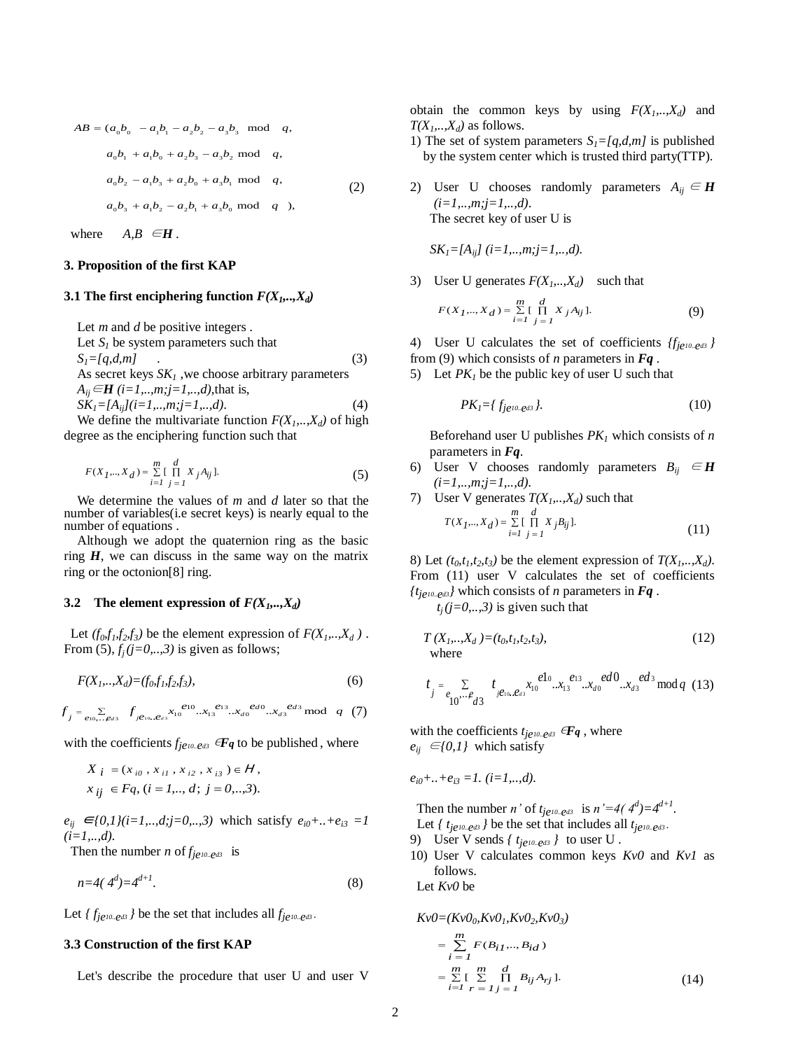$$AB = (a_0b_0 - a_1b_1 - a_2b_2 - a_3b_3 \mod q,$$
$$a_0b_1 + a_1b_0 + a_2b_3 - a_3b_2 \mod q,$$
$$a_0b_2 - a_1b_3 + a_2b_0 + a_3b_1 \mod q, \quad (2)$$
$$a_0b_3 + a_1b_2 - a_2b_1 + a_3b_0 \mod q \ ),$$

where $A,B \in \boldsymbol{H}$ .

## 3. Proposition of the first KAP

### 3.1 The first enciphering function $F(X_1,..,X_d)$

Let $m$ and $d$ be positive integers .

Let $S_1$ be system parameters such that

$$S_1=[q,d,m] \quad . \quad (3)$$

As secret keys $SK_1$ ,we choose arbitrary parameters $A_{ij} \in \boldsymbol{H}$ $(i=1,..,m;j=1,..,d)$,that is,

$$SK_1=[A_{ij}](i=1,..,m;j=1,..,d). \quad (4)$$

We define the multivariate function $F(X_1,..,X_d)$ of high degree as the enciphering function such that

$$F(X_1,..,X_d) = \sum_{i=1}^{m} [\prod_{j=1}^{d} X_j A_{ij}]. \quad (5)$$

We determine the values of $m$ and $d$ later so that the number of variables(i.e secret keys) is nearly equal to the number of equations .

Although we adopt the quaternion ring as the basic ring $\boldsymbol{H}$, we can discuss in the same way on the matrix ring or the octonion[8] ring.

### 3.2 The element expression of $F(X_1,..,X_d)$

Let $(f_0,f_1,f_2,f_3)$ be the element expression of $F(X_1,..,X_d)$ . From (5), $f_j$ $(j=0,..,3)$ is given as follows;

$$F(X_1,..,X_d)=(f_0,f_1,f_2,f_3), \quad (6)$$

$$f_j = \sum_{e_{10},..,e_{d3}} f_{je_{10}..e_{d3}} x_{10}^{e_{10}}..x_{13}^{e_{13}}..x_{d0}^{e_{d0}}..x_{d3}^{e_{d3}} \mod q \quad (7)$$

with the coefficients $f_{je_{10}..e_{d3}} \in \boldsymbol{Fq}$ to be published , where

$$X_i = (x_{i0}, x_{i1}, x_{i2}, x_{i3}) \in H,$$
$$x_{ij} \in Fq, (i=1,..,d;\ j=0,..,3).$$

$e_{ij} \in \{0,1\}(i=1,..,d;j=0,..,3)$ which satisfy $e_{i0}+..+e_{i3} =1$ $(i=1,..,d)$.

Then the number $n$ of $f_{je_{10}..e_{d3}}$ is

$$n=4(\ 4^d)=4^{d+1}. \quad (8)$$

Let $\{ f_{je_{10}..e_{d3}} \}$ be the set that includes all $f_{je_{10}..e_{d3}}$.

### 3.3 Construction of the first KAP

Let's describe the procedure that user U and user V obtain the common keys by using $F(X_1,..,X_d)$ and $T(X_1,..,X_d)$ as follows.

1) The set of system parameters $S_1=[q,d,m]$ is published by the system center which is trusted third party(TTP).

2) User U chooses randomly parameters $A_{ij} \in \boldsymbol{H}$ $(i=1,..,m;j=1,..,d)$.
   The secret key of user U is

   $$SK_1=[A_{ij}]\ (i=1,..,m;j=1,..,d).$$

3) User U generates $F(X_1,..,X_d)$ such that

   $$F(X_1,..,X_d) = \sum_{i=1}^{m} [\prod_{j=1}^{d} X_j A_{ij}]. \quad (9)$$

4) User U calculates the set of coefficients $\{f_{je_{10}..e_{d3}}\}$ from (9) which consists of $n$ parameters in $\boldsymbol{Fq}$ .

5) Let $PK_1$ be the public key of user U such that

   $$PK_1=\{ f_{je_{10}..e_{d3}} \}. \quad (10)$$

   Beforehand user U publishes $PK_1$ which consists of $n$ parameters in $\boldsymbol{Fq}$.

6) User V chooses randomly parameters $B_{ij} \in \boldsymbol{H}$ $(i=1,..,m;j=1,..,d)$.

7) User V generates $T(X_1,..,X_d)$ such that

   $$T(X_1,..,X_d) = \sum_{i=1}^{m} [\prod_{j=1}^{d} X_j B_{ij}]. \quad (11)$$

8) Let $(t_0,t_1,t_2,t_3)$ be the element expression of $T(X_1,..,X_d)$. From (11) user V calculates the set of coefficients $\{t_{je_{10}..e_{d3}}\}$ which consists of $n$ parameters in $\boldsymbol{Fq}$ .

   $t_j$ $(j=0,..,3)$ is given such that

   $$T(X_1,..,X_d)=(t_0,t_1,t_2,t_3), \quad (12)$$

   where

   $$t_j = \sum_{e_{10},..,e_{d3}} t_{je_{10}..e_{d3}} x_{10}^{e_{10}}..x_{13}^{e_{13}}..x_{d0}^{e_{d0}}..x_{d3}^{e_{d3}} \mod q \quad (13)$$

   with the coefficients $t_{je_{10}..e_{d3}} \in \boldsymbol{Fq}$ , where $e_{ij} \in \{0,1\}$ which satisfy

   $$e_{i0}+..+e_{i3} =1.\ (i=1,..,d).$$

   Then the number $n'$ of $t_{je_{10}..e_{d3}}$ is $n'=4(\ 4^d)=4^{d+1}$.

   Let $\{ t_{je_{10}..e_{d3}} \}$ be the set that includes all $t_{je_{10}..e_{d3}}$.

9) User V sends $\{ t_{je_{10}..e_{d3}} \}$ to user U .

10) User V calculates common keys $Kv0$ and $Kv1$ as follows.

   Let $Kv0$ be

   $$Kv0=(Kv0_0,Kv0_1,Kv0_2,Kv0_3)$$
   $$= \sum_{i=1}^{m} F(B_{i1},..,B_{id})$$
   $$= \sum_{i=1}^{m} [\sum_{r=1}^{m} \prod_{j=1}^{d} B_{ij} A_{rj}]. \quad (14)$$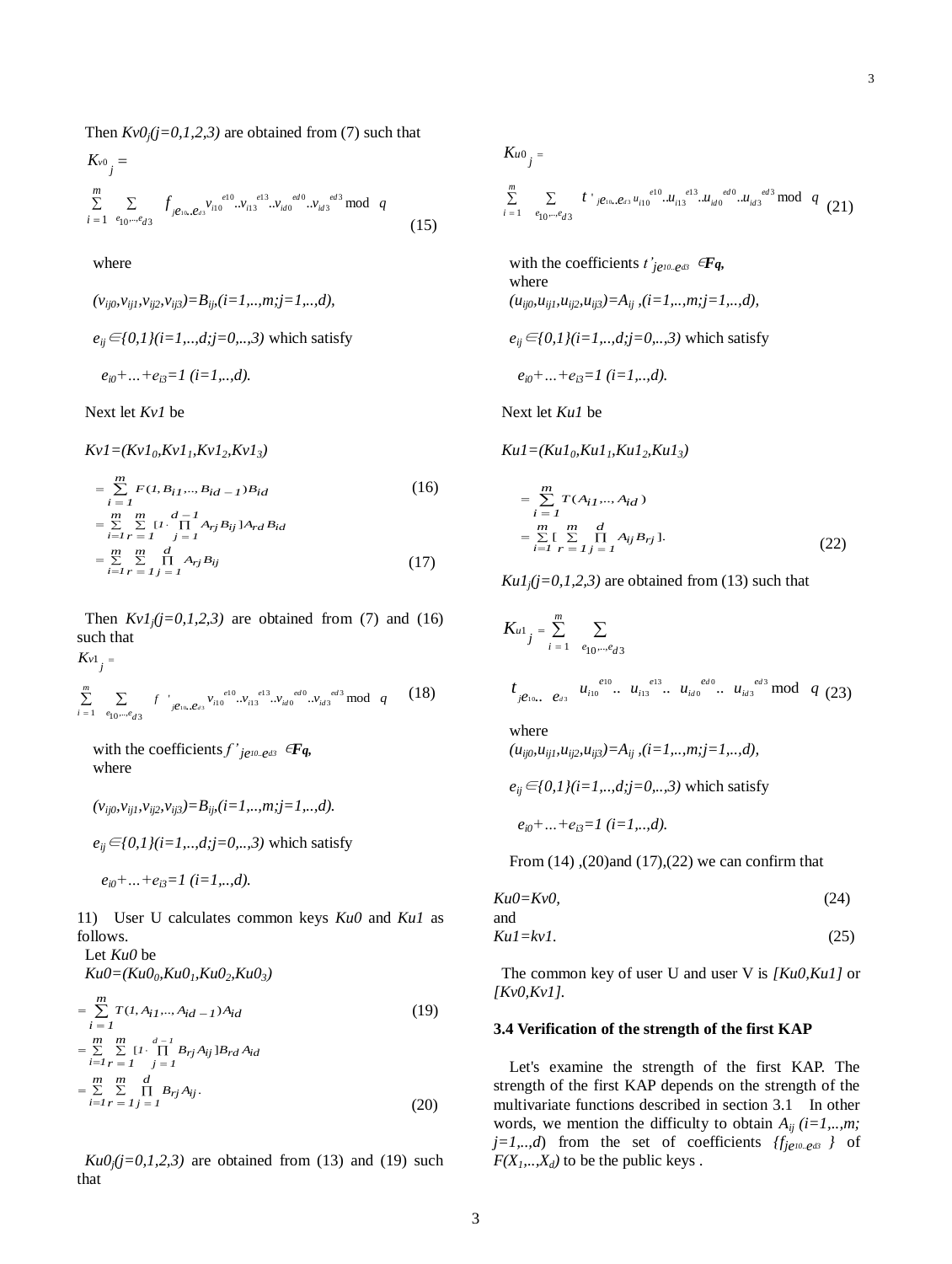Then $Kv0_j (j=0,1,2,3)$ are obtained from (7) such that

$$K_{v0_j} = \sum_{i=1}^{m} \sum_{e_{10},..,e_{d3}} f_{je_{10}..e_{d3}} v_{i10}^{e10}..v_{i13}^{e13}..v_{id0}^{ed0}..v_{id3}^{ed3} \bmod q \tag{15}$$

where

$(v_{ij0},v_{ij1},v_{ij2},v_{ij3})=B_{ij},(i=1,..,m;j=1,..,d),$

$e_{ij} \in \{0,1\}(i=1,..,d;j=0,..,3)$ which satisfy

$e_{i0}+...+e_{i3}=1\ (i=1,..,d).$

Next let $Kv1$ be

$Kv1=(Kv1_0,Kv1_1,Kv1_2,Kv1_3)$

$$= \sum_{i=1}^{m} F(1, B_{i1},.., B_{id-1})B_{id} \tag{16}$$

$$= \sum_{i=1}^{m} \sum_{r=1}^{m} [1 \cdot \prod_{j=1}^{d-1} A_{rj} B_{ij}] A_{rd} B_{id}$$

$$= \sum_{i=1}^{m} \sum_{r=1}^{m} \prod_{j=1}^{d} A_{rj} B_{ij} \tag{17}$$

Then $Kv1_j (j=0,1,2,3)$ are obtained from (7) and (16) such that

$$K_{v1_j} = \sum_{i=1}^{m} \sum_{e_{10},..,e_{d3}} f'_{je_{10}..e_{d3}} v_{i10}^{e10}..v_{i13}^{e13}..v_{id0}^{ed0}..v_{id3}^{ed3} \bmod q \tag{18}$$

with the coefficients $f'_{je_{10}..e_{d3}} \in F_q$,
where

$(v_{ij0},v_{ij1},v_{ij2},v_{ij3})=B_{ij},(i=1,..,m;j=1,..,d).$

$e_{ij} \in \{0,1\}(i=1,..,d;j=0,..,3)$ which satisfy

$e_{i0}+...+e_{i3}=1\ (i=1,..,d).$

11) User U calculates common keys $Ku0$ and $Ku1$ as follows.

Let $Ku0$ be

$Ku0=(Ku0_0,Ku0_1,Ku0_2,Ku0_3)$

$$= \sum_{i=1}^{m} T(1, A_{i1},.., A_{id-1})A_{id} \tag{19}$$

$$= \sum_{i=1}^{m} \sum_{r=1}^{m} [1 \cdot \prod_{j=1}^{d-1} B_{rj} A_{ij}] B_{rd} A_{id}$$

$$= \sum_{i=1}^{m} \sum_{r=1}^{m} \prod_{j=1}^{d} B_{rj} A_{ij}. \tag{20}$$

$Ku0_j (j=0,1,2,3)$ are obtained from (13) and (19) such that

$$K_{u0_j} = \sum_{i=1}^{m} \sum_{e_{10},..,e_{d3}} t'_{je_{10}..e_{d3}} u_{i10}^{e10}..u_{i13}^{e13}..u_{id0}^{ed0}..u_{id3}^{ed3} \bmod q \tag{21}$$

with the coefficients $t'_{je_{10}..e_{d3}} \in F_q$,
where

$(u_{ij0},u_{ij1},u_{ij2},u_{ij3})=A_{ij}\ ,(i=1,..,m;j=1,..,d),$

$e_{ij} \in \{0,1\}(i=1,..,d;j=0,..,3)$ which satisfy

$e_{i0}+...+e_{i3}=1\ (i=1,..,d).$

Next let $Ku1$ be

$Ku1=(Ku1_0,Ku1_1,Ku1_2,Ku1_3)$

$$= \sum_{i=1}^{m} T(A_{i1},.., A_{id})$$

$$= \sum_{i=1}^{m} [\sum_{r=1}^{m} \prod_{j=1}^{d} A_{ij} B_{rj}]. \tag{22}$$

$Ku1_j (j=0,1,2,3)$ are obtained from (13) such that

$$K_{u1_j} = \sum_{i=1}^{m} \sum_{e_{10},..,e_{d3}} t_{je_{10}..e_{d3}}\ u_{i10}^{e10}..\ u_{i13}^{e13}..\ u_{id0}^{ed0}..\ u_{id3}^{ed3} \bmod q \tag{23}$$

where

$(u_{ij0},u_{ij1},u_{ij2},u_{ij3})=A_{ij}\ ,(i=1,..,m;j=1,..,d),$

$e_{ij} \in \{0,1\}(i=1,..,d;j=0,..,3)$ which satisfy

$e_{i0}+...+e_{i3}=1\ (i=1,..,d).$

From (14) ,(20)and (17),(22) we can confirm that

$$Ku0=Kv0, \tag{24}$$

and

$$Ku1=kv1. \tag{25}$$

The common key of user U and user V is $[Ku0,Ku1]$ or $[Kv0,Kv1]$.

### 3.4 Verification of the strength of the first KAP

Let's examine the strength of the first KAP. The strength of the first KAP depends on the strength of the multivariate functions described in section 3.1 In other words, we mention the difficulty to obtain $A_{ij}\ (i=1,..,m;\ j=1,..,d)$ from the set of coefficients $\{f_{je_{10}..e_{d3}}\}$ of $F(X_1,..,X_d)$ to be the public keys .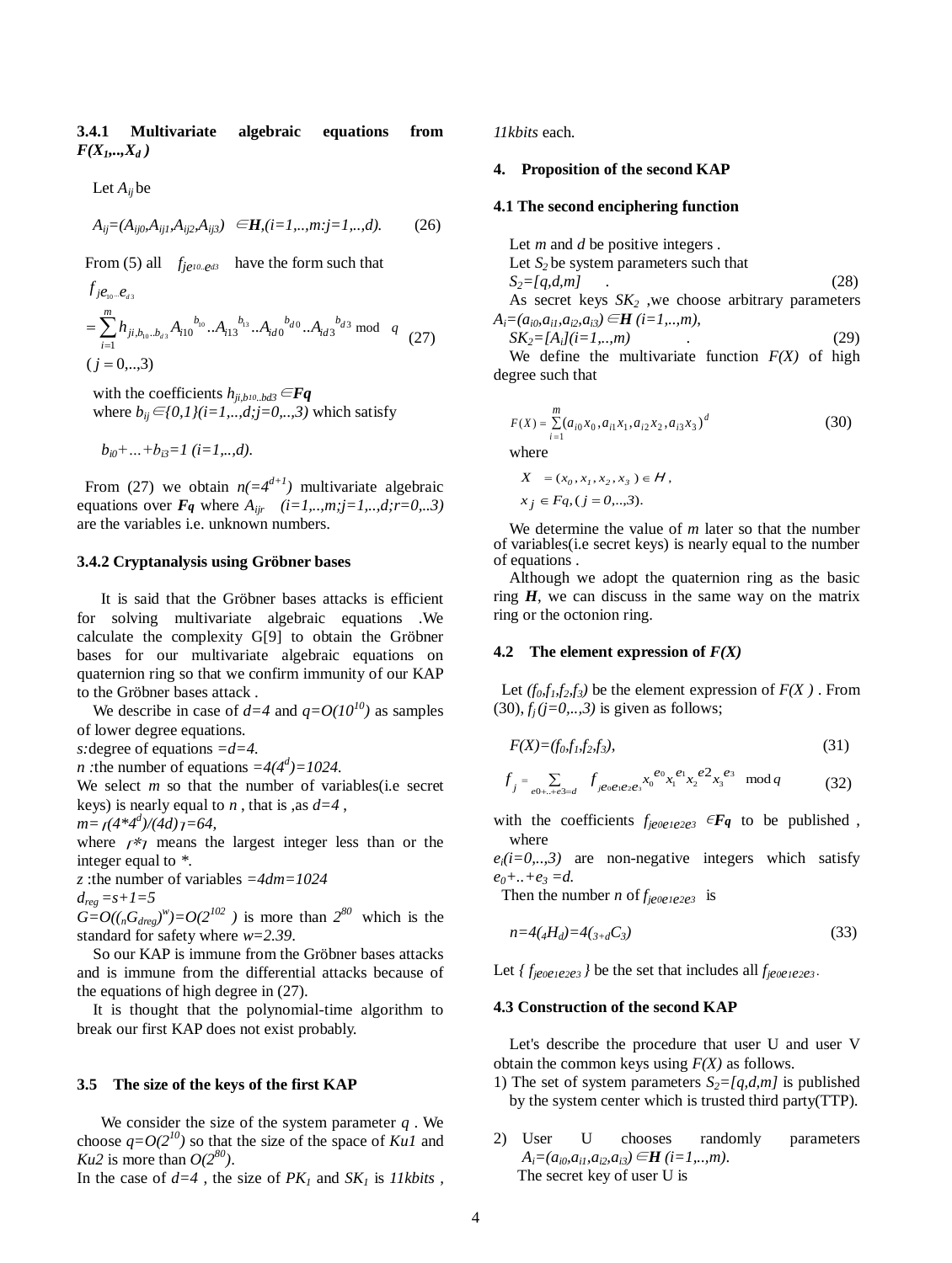### 3.4.1 Multivariate algebraic equations from $F(X_1,..,X_d)$

Let $A_{ij}$ be

$$A_{ij}=(A_{ij0},A_{ij1},A_{ij2},A_{ij3}) \in \boldsymbol{H},(i=1,..,m:j=1,..,d). \tag{26}$$

From (5) all $f_{je_{10}..e_{d3}}$ have the form such that

$$f_{je_{10}..e_{d3}} = \sum_{i=1}^{m} h_{ji,b_{10}..b_{d3}} A_{i10}^{\ b_{i0}} .. A_{i13}^{\ b_{i3}} .. A_{id0}^{\ b_{d0}} .. A_{id3}^{\ b_{d3}} \bmod q \quad (j=0,..,3) \tag{27}$$

with the coefficients $h_{ji,b10..bd3} \in \boldsymbol{Fq}$
where $b_{ij} \in \{0,1\} (i=1,..,d;j=0,..,3)$ which satisfy

$b_{i0}+...+b_{i3}=1$ $(i=1,..,d)$.

From (27) we obtain $n(=4^{d+1})$ multivariate algebraic equations over $\boldsymbol{Fq}$ where $A_{ijr}$ $(i=1,..,m;j=1,..,d;r=0,..3)$ are the variables i.e. unknown numbers.

### 3.4.2 Cryptanalysis using Gröbner bases

It is said that the Gröbner bases attacks is efficient for solving multivariate algebraic equations .We calculate the complexity G[9] to obtain the Gröbner bases for our multivariate algebraic equations on quaternion ring so that we confirm immunity of our KAP to the Gröbner bases attack .

We describe in case of $d=4$ and $q=O(10^{10})$ as samples of lower degree equations.
$s$:degree of equations $=d=4$.
$n$ :the number of equations $=4(4^d)=1024$.
We select $m$ so that the number of variables(i.e secret keys) is nearly equal to $n$ , that is ,as $d=4$ ,
$m=\lfloor (4*4^d)/(4d) \rfloor =64$,
where $\lfloor * \rfloor$ means the largest integer less than or the integer equal to *.
$z$ :the number of variables $=4dm=1024$
$d_{reg}=s+1=5$
$G=O(({}_nG_{dreg})^w)=O(2^{102})$ is more than $2^{80}$ which is the standard for safety where $w=2.39$.

So our KAP is immune from the Gröbner bases attacks and is immune from the differential attacks because of the equations of high degree in (27).

It is thought that the polynomial-time algorithm to break our first KAP does not exist probably.

### 3.5 The size of the keys of the first KAP

We consider the size of the system parameter $q$ . We choose $q=O(2^{10})$ so that the size of the space of $Ku1$ and $Ku2$ is more than $O(2^{80})$.
In the case of $d=4$ , the size of $PK_1$ and $SK_1$ is $11kbits$ , $11kbits$ each.

## 4. Proposition of the second KAP

### 4.1 The second enciphering function

Let $m$ and $d$ be positive integers .
Let $S_2$ be system parameters such that

$$S_2=[q,d,m] \quad . \tag{28}$$

As secret keys $SK_2$ ,we choose arbitrary parameters $A_i=(a_{i0},a_{i1},a_{i2},a_{i3}) \in \boldsymbol{H}$ $(i=1,..,m)$,

$$SK_2=[A_i](i=1,..,m) \quad . \tag{29}$$

We define the multivariate function $F(X)$ of high degree such that

$$F(X)=\sum_{i=1}^{m}(a_{i0}x_0, a_{i1}x_1, a_{i2}x_2, a_{i3}x_3)^d \tag{30}$$

where

$$X = (x_0, x_1, x_2, x_3) \in H,$$
$$x_j \in Fq, (j=0,..,3).$$

We determine the value of $m$ later so that the number of variables(i.e secret keys) is nearly equal to the number of equations .

Although we adopt the quaternion ring as the basic ring $\boldsymbol{H}$, we can discuss in the same way on the matrix ring or the octonion ring.

### 4.2 The element expression of $F(X)$

Let $(f_0,f_1,f_2,f_3)$ be the element expression of $F(X)$ . From (30), $f_j$ $(j=0,..,3)$ is given as follows;

$$F(X)=(f_0,f_1,f_2,f_3), \tag{31}$$

$$f_j = \sum_{e0+..+e3=d} f_{je_0e_1e_2e_3} x_0^{\ e_0} x_1^{\ e_1} x_2^{\ e_2} x_3^{\ e_3} \bmod q \tag{32}$$

with the coefficients $f_{je0e1e2e3} \in \boldsymbol{Fq}$ to be published ,
where
$e_i(i=0,..,3)$ are non-negative integers which satisfy $e_0+..+e_3=d$.
Then the number $n$ of $f_{je0e1e2e3}$ is

$$n=4({}_4H_d)=4({}_{3+d}C_3) \tag{33}$$

Let $\{ f_{je0e1e2e3} \}$ be the set that includes all $f_{je0e1e2e3}$ .

### 4.3 Construction of the second KAP

Let's describe the procedure that user U and user V obtain the common keys using $F(X)$ as follows.

1) The set of system parameters $S_2=[q,d,m]$ is published by the system center which is trusted third party(TTP).

2) User U chooses randomly parameters $A_i=(a_{i0},a_{i1},a_{i2},a_{i3}) \in \boldsymbol{H}$ $(i=1,..,m)$.
The secret key of user U is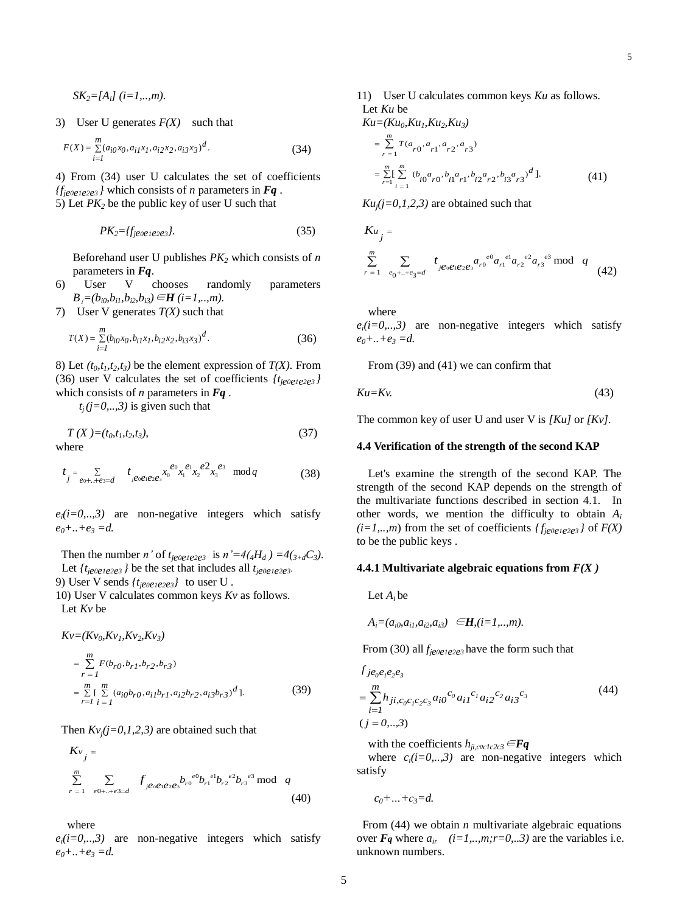$SK_2=[A_i]$ $(i=1,..,m)$.

3) User U generates $F(X)$ such that

$$F(X)=\sum_{i=1}^{m}(a_{i0}x_0,a_{i1}x_1,a_{i2}x_2,a_{i3}x_3)^d. \quad (34)$$

4) From (34) user U calculates the set of coefficients $\{f_{je_0e_1e_2e_3}\}$ which consists of $n$ parameters in $\boldsymbol{Fq}$.

5) Let $PK_2$ be the public key of user U such that

$$PK_2=\{f_{je_0e_1e_2e_3}\}. \quad (35)$$

Beforehand user U publishes $PK_2$ which consists of $n$ parameters in $\boldsymbol{Fq}$.

6) User V chooses randomly parameters $B_i=(b_{i0},b_{i1},b_{i2},b_{i3})\in\boldsymbol{H}$ $(i=1,..,m)$.

7) User V generates $T(X)$ such that

$$T(X)=\sum_{i=1}^{m}(b_{i0}x_0,b_{i1}x_1,b_{i2}x_2,b_{i3}x_3)^d. \quad (36)$$

8) Let $(t_0,t_1,t_2,t_3)$ be the element expression of $T(X)$. From (36) user V calculates the set of coefficients $\{t_{je_0e_1e_2e_3}\}$ which consists of $n$ parameters in $\boldsymbol{Fq}$.

$t_j\,(j=0,..,3)$ is given such that

$$T(X)=(t_0,t_1,t_2,t_3), \quad (37)$$

where

$$t_j=\sum_{e_0+..+e_3=d} t_{je_0e_1e_2e_3}x_0^{e_0}x_1^{e_1}x_2^{e_2}x_3^{e_3} \bmod q \quad (38)$$

$e_i(i=0,..,3)$ are non-negative integers which satisfy $e_0+..+e_3=d$.

Then the number $n'$ of $t_{je_0e_1e_2e_3}$ is $n'=4({}_4H_d)=4({}_{3+d}C_3)$.

Let $\{t_{je_0e_1e_2e_3}\}$ be the set that includes all $t_{je_0e_1e_2e_3}$.

9) User V sends $\{t_{je_0e_1e_2e_3}\}$ to user U.

10) User V calculates common keys $Kv$ as follows.

Let $Kv$ be

$$\begin{aligned} Kv&=(Kv_0,Kv_1,Kv_2,Kv_3)\\ &=\sum_{r=1}^{m}F(b_{r0},b_{r1},b_{r2},b_{r3})\\ &=\sum_{r=1}^{m}[\sum_{i=1}^{m}(a_{i0}b_{r0},a_{i1}b_{r1},a_{i2}b_{r2},a_{i3}b_{r3})^d]. \end{aligned} \quad (39)$$

Then $Kv_j(j=0,1,2,3)$ are obtained such that

$$Kv_j=\sum_{r=1}^{m}\sum_{e_0+..+e_3=d} f_{je_0e_1e_2e_3}b_{r0}^{e_0}b_{r1}^{e_1}b_{r2}^{e_2}b_{r3}^{e_3} \bmod q \quad (40)$$

where

$e_i(i=0,..,3)$ are non-negative integers which satisfy $e_0+..+e_3=d$.

11) User U calculates common keys $Ku$ as follows.

Let $Ku$ be

$$\begin{aligned} Ku&=(Ku_0,Ku_1,Ku_2,Ku_3)\\ &=\sum_{r=1}^{m}T(a_{r0},a_{r1},a_{r2},a_{r3})\\ &=\sum_{r=1}^{m}[\sum_{i=1}^{m}(b_{i0}a_{r0},b_{i1}a_{r1},b_{i2}a_{r2},b_{i3}a_{r3})^d]. \end{aligned} \quad (41)$$

$Ku_j(j=0,1,2,3)$ are obtained such that

$$Ku_j=\sum_{r=1}^{m}\sum_{e_0+..+e_3=d} t_{je_0e_1e_2e_3}a_{r0}^{e_0}a_{r1}^{e_1}a_{r2}^{e_2}a_{r3}^{e_3} \bmod q \quad (42)$$

where

$e_i(i=0,..,3)$ are non-negative integers which satisfy $e_0+..+e_3=d$.

From (39) and (41) we can confirm that

$$Ku=Kv. \quad (43)$$

The common key of user U and user V is $[Ku]$ or $[Kv]$.

### 4.4 Verification of the strength of the second KAP

Let's examine the strength of the second KAP. The strength of the second KAP depends on the strength of the multivariate functions described in section 4.1. In other words, we mention the difficulty to obtain $A_i$ $(i=1,..,m)$ from the set of coefficients $\{f_{je_0e_1e_2e_3}\}$ of $F(X)$ to be the public keys.

#### 4.4.1 Multivariate algebraic equations from $F(X)$

Let $A_i$ be

$$A_i=(a_{i0},a_{i1},a_{i2},a_{i3})\in\boldsymbol{H},(i=1,..,m).$$

From (30) all $f_{je_0e_1e_2e_3}$ have the form such that

$$f_{je_0e_1e_2e_3}=\sum_{i=1}^{m}h_{ji,c_0c_1c_2c_3}a_{i0}^{c_0}a_{i1}^{c_1}a_{i2}^{c_2}a_{i3}^{c_3} \quad (j=0,..,3) \quad (44)$$

with the coefficients $h_{ji,c_0c_1c_2c_3}\in\boldsymbol{Fq}$

where $c_i(i=0,..,3)$ are non-negative integers which satisfy

$$c_0+...+c_3=d.$$

From (44) we obtain $n$ multivariate algebraic equations over $\boldsymbol{Fq}$ where $a_{ir}$ $(i=1,..,m;r=0,..3)$ are the variables i.e. unknown numbers.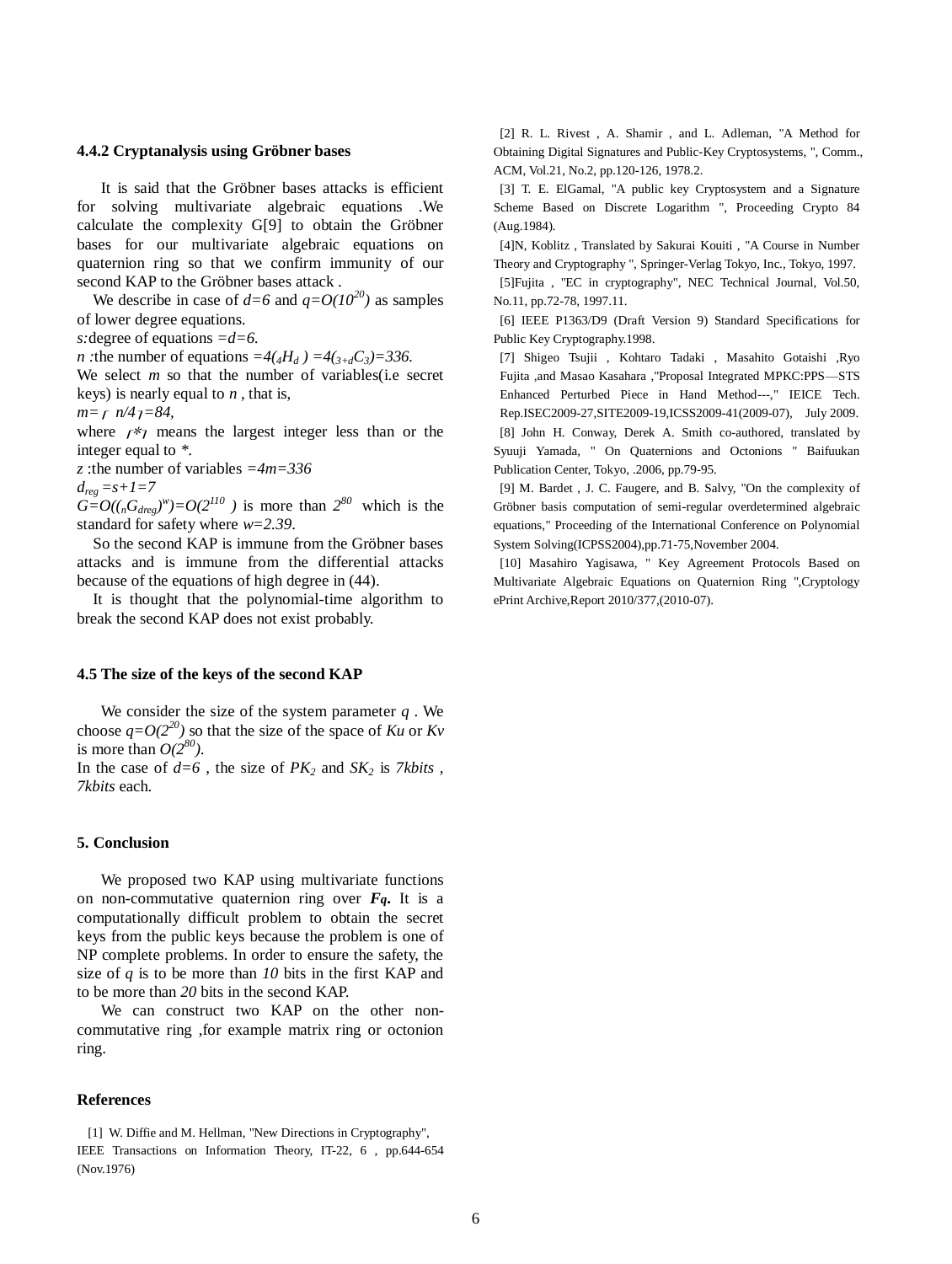### 4.4.2 Cryptanalysis using Gröbner bases

It is said that the Gröbner bases attacks is efficient for solving multivariate algebraic equations .We calculate the complexity G[9] to obtain the Gröbner bases for our multivariate algebraic equations on quaternion ring so that we confirm immunity of our second KAP to the Gröbner bases attack .

We describe in case of $d=6$ and $q=O(10^{20})$ as samples of lower degree equations.

$s$:degree of equations $=d=6$.

$n$ :the number of equations $=4({}_4H_d) =4({}_{3+d}C_3)=336$.

We select $m$ so that the number of variables(i.e secret keys) is nearly equal to $n$ , that is,

$m=\lfloor n/4 \rfloor=84$,

where $\lfloor * \rfloor$ means the largest integer less than or the integer equal to *.

$z$ :the number of variables $=4m=336$

$d_{reg} =s+1=7$

$G=O(({}_nG_{dreg})^w)=O(2^{110})$ is more than $2^{80}$ which is the standard for safety where $w=2.39$.

So the second KAP is immune from the Gröbner bases attacks and is immune from the differential attacks because of the equations of high degree in (44).

It is thought that the polynomial-time algorithm to break the second KAP does not exist probably.

### 4.5 The size of the keys of the second KAP

We consider the size of the system parameter $q$ . We choose $q=O(2^{20})$ so that the size of the space of $Ku$ or $Kv$ is more than $O(2^{80})$.

In the case of $d=6$ , the size of $PK_2$ and $SK_2$ is *7kbits* , *7kbits* each.

## 5. Conclusion

We proposed two KAP using multivariate functions on non-commutative quaternion ring over $\boldsymbol{F_q}$. It is a computationally difficult problem to obtain the secret keys from the public keys because the problem is one of NP complete problems. In order to ensure the safety, the size of $q$ is to be more than *10* bits in the first KAP and to be more than *20* bits in the second KAP.

We can construct two KAP on the other non-commutative ring ,for example matrix ring or octonion ring.

## References

[1] W. Diffie and M. Hellman, "New Directions in Cryptography", IEEE Transactions on Information Theory, IT-22, 6 , pp.644-654 (Nov.1976)

[2] R. L. Rivest , A. Shamir , and L. Adleman, "A Method for Obtaining Digital Signatures and Public-Key Cryptosystems, ", Comm., ACM, Vol.21, No.2, pp.120-126, 1978.2.

[3] T. E. ElGamal, "A public key Cryptosystem and a Signature Scheme Based on Discrete Logarithm ", Proceeding Crypto 84 (Aug.1984).

[4]N, Koblitz , Translated by Sakurai Kouiti , "A Course in Number Theory and Cryptography ", Springer-Verlag Tokyo, Inc., Tokyo, 1997.

[5]Fujita , "EC in cryptography", NEC Technical Journal, Vol.50, No.11, pp.72-78, 1997.11.

[6] IEEE P1363/D9 (Draft Version 9) Standard Specifications for Public Key Cryptography.1998.

[7] Shigeo Tsujii , Kohtaro Tadaki , Masahito Gotaishi ,Ryo Fujita ,and Masao Kasahara ,"Proposal Integrated MPKC:PPS—STS Enhanced Perturbed Piece in Hand Method---," IEICE Tech. Rep.ISEC2009-27,SITE2009-19,ICSS2009-41(2009-07), July 2009.

[8] John H. Conway, Derek A. Smith co-authored, translated by Syuuji Yamada, " On Quaternions and Octonions " Baifuukan Publication Center, Tokyo, .2006, pp.79-95.

[9] M. Bardet , J. C. Faugere, and B. Salvy, "On the complexity of Gröbner basis computation of semi-regular overdetermined algebraic equations," Proceeding of the International Conference on Polynomial System Solving(ICPSS2004),pp.71-75,November 2004.

[10] Masahiro Yagisawa, " Key Agreement Protocols Based on Multivariate Algebraic Equations on Quaternion Ring ",Cryptology ePrint Archive,Report 2010/377,(2010-07).